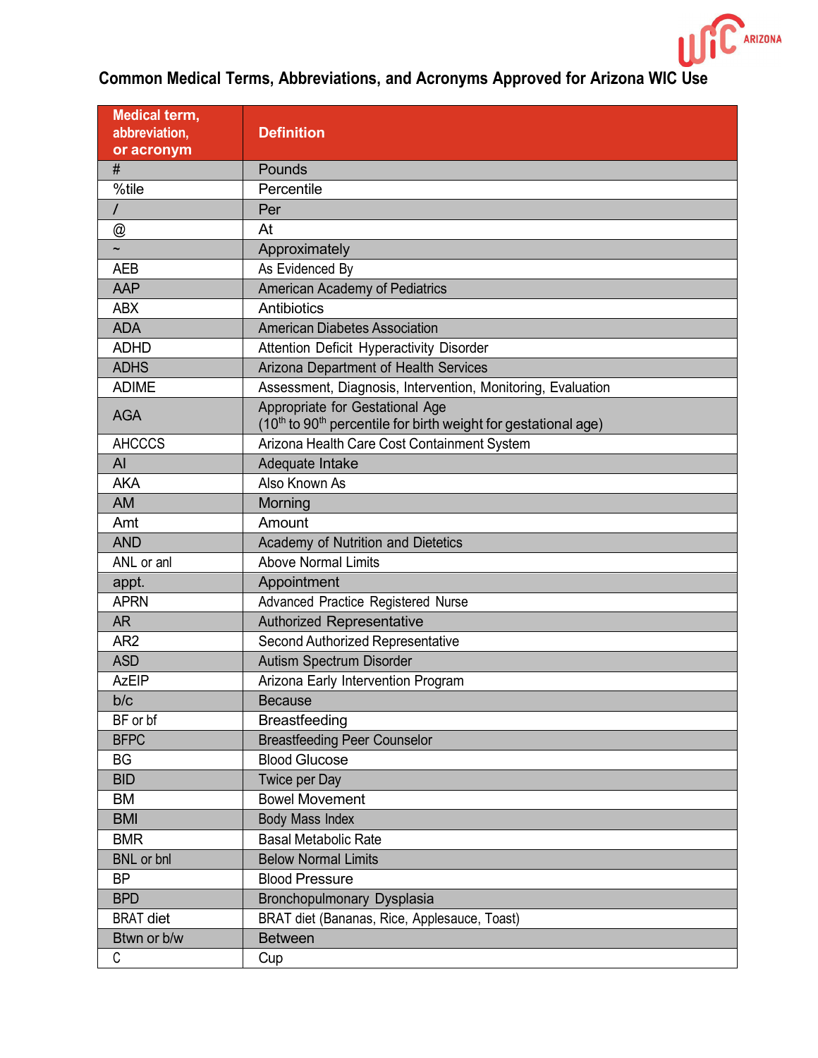# Common Medical Terms, Abbreviations, and Acronyms Approved for Arizona WIC Use

| Medical term, abbreviation, or acronym | Definition |
|---|---|
| # | Pounds |
| %tile | Percentile |
| / | Per |
| @ | At |
| ~ | Approximately |
| AEB | As Evidenced By |
| AAP | American Academy of Pediatrics |
| ABX | Antibiotics |
| ADA | American Diabetes Association |
| ADHD | Attention Deficit Hyperactivity Disorder |
| ADHS | Arizona Department of Health Services |
| ADIME | Assessment, Diagnosis, Intervention, Monitoring, Evaluation |
| AGA | Appropriate for Gestational Age (10th to 90th percentile for birth weight for gestational age) |
| AHCCCS | Arizona Health Care Cost Containment System |
| AI | Adequate Intake |
| AKA | Also Known As |
| AM | Morning |
| Amt | Amount |
| AND | Academy of Nutrition and Dietetics |
| ANL or anl | Above Normal Limits |
| appt. | Appointment |
| APRN | Advanced Practice Registered Nurse |
| AR | Authorized Representative |
| AR2 | Second Authorized Representative |
| ASD | Autism Spectrum Disorder |
| AzEIP | Arizona Early Intervention Program |
| b/c | Because |
| BF or bf | Breastfeeding |
| BFPC | Breastfeeding Peer Counselor |
| BG | Blood Glucose |
| BID | Twice per Day |
| BM | Bowel Movement |
| BMI | Body Mass Index |
| BMR | Basal Metabolic Rate |
| BNL or bnl | Below Normal Limits |
| BP | Blood Pressure |
| BPD | Bronchopulmonary Dysplasia |
| BRAT diet | BRAT diet (Bananas, Rice, Applesauce, Toast) |
| Btwn or b/w | Between |
| C | Cup |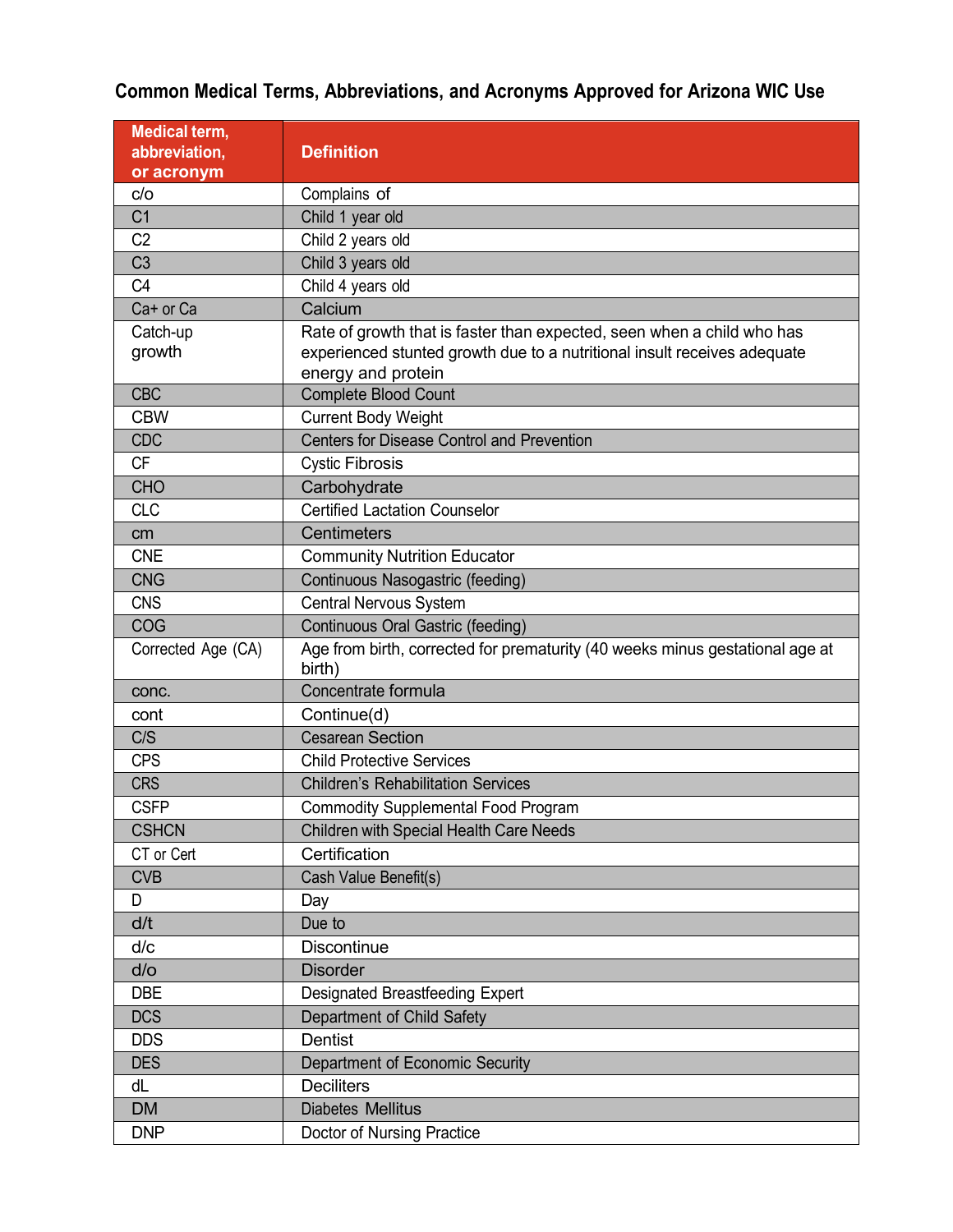## Common Medical Terms, Abbreviations, and Acronyms Approved for Arizona WIC Use

| Medical term, abbreviation, or acronym | Definition |
|---|---|
| c/o | Complains of |
| C1 | Child 1 year old |
| C2 | Child 2 years old |
| C3 | Child 3 years old |
| C4 | Child 4 years old |
| Ca+ or Ca | Calcium |
| Catch-up growth | Rate of growth that is faster than expected, seen when a child who has experienced stunted growth due to a nutritional insult receives adequate energy and protein |
| CBC | Complete Blood Count |
| CBW | Current Body Weight |
| CDC | Centers for Disease Control and Prevention |
| CF | Cystic Fibrosis |
| CHO | Carbohydrate |
| CLC | Certified Lactation Counselor |
| cm | Centimeters |
| CNE | Community Nutrition Educator |
| CNG | Continuous Nasogastric (feeding) |
| CNS | Central Nervous System |
| COG | Continuous Oral Gastric (feeding) |
| Corrected Age (CA) | Age from birth, corrected for prematurity (40 weeks minus gestational age at birth) |
| conc. | Concentrate formula |
| cont | Continue(d) |
| C/S | Cesarean Section |
| CPS | Child Protective Services |
| CRS | Children's Rehabilitation Services |
| CSFP | Commodity Supplemental Food Program |
| CSHCN | Children with Special Health Care Needs |
| CT or Cert | Certification |
| CVB | Cash Value Benefit(s) |
| D | Day |
| d/t | Due to |
| d/c | Discontinue |
| d/o | Disorder |
| DBE | Designated Breastfeeding Expert |
| DCS | Department of Child Safety |
| DDS | Dentist |
| DES | Department of Economic Security |
| dL | Deciliters |
| DM | Diabetes Mellitus |
| DNP | Doctor of Nursing Practice |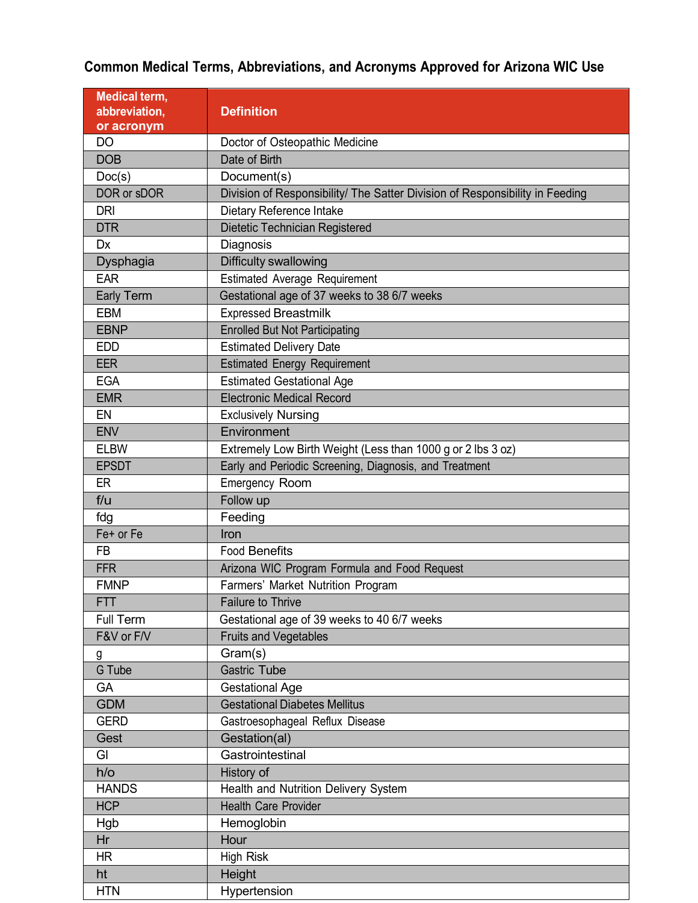## Common Medical Terms, Abbreviations, and Acronyms Approved for Arizona WIC Use

| Medical term, abbreviation, or acronym | Definition |
|---|---|
| DO | Doctor of Osteopathic Medicine |
| DOB | Date of Birth |
| Doc(s) | Document(s) |
| DOR or sDOR | Division of Responsibility/ The Satter Division of Responsibility in Feeding |
| DRI | Dietary Reference Intake |
| DTR | Dietetic Technician Registered |
| Dx | Diagnosis |
| Dysphagia | Difficulty swallowing |
| EAR | Estimated Average Requirement |
| Early Term | Gestational age of 37 weeks to 38 6/7 weeks |
| EBM | Expressed Breastmilk |
| EBNP | Enrolled But Not Participating |
| EDD | Estimated Delivery Date |
| EER | Estimated Energy Requirement |
| EGA | Estimated Gestational Age |
| EMR | Electronic Medical Record |
| EN | Exclusively Nursing |
| ENV | Environment |
| ELBW | Extremely Low Birth Weight (Less than 1000 g or 2 lbs 3 oz) |
| EPSDT | Early and Periodic Screening, Diagnosis, and Treatment |
| ER | Emergency Room |
| f/u | Follow up |
| fdg | Feeding |
| Fe+ or Fe | Iron |
| FB | Food Benefits |
| FFR | Arizona WIC Program Formula and Food Request |
| FMNP | Farmers' Market Nutrition Program |
| FTT | Failure to Thrive |
| Full Term | Gestational age of 39 weeks to 40 6/7 weeks |
| F&V or F/V | Fruits and Vegetables |
| g | Gram(s) |
| G Tube | Gastric Tube |
| GA | Gestational Age |
| GDM | Gestational Diabetes Mellitus |
| GERD | Gastroesophageal Reflux Disease |
| Gest | Gestation(al) |
| GI | Gastrointestinal |
| h/o | History of |
| HANDS | Health and Nutrition Delivery System |
| HCP | Health Care Provider |
| Hgb | Hemoglobin |
| Hr | Hour |
| HR | High Risk |
| ht | Height |
| HTN | Hypertension |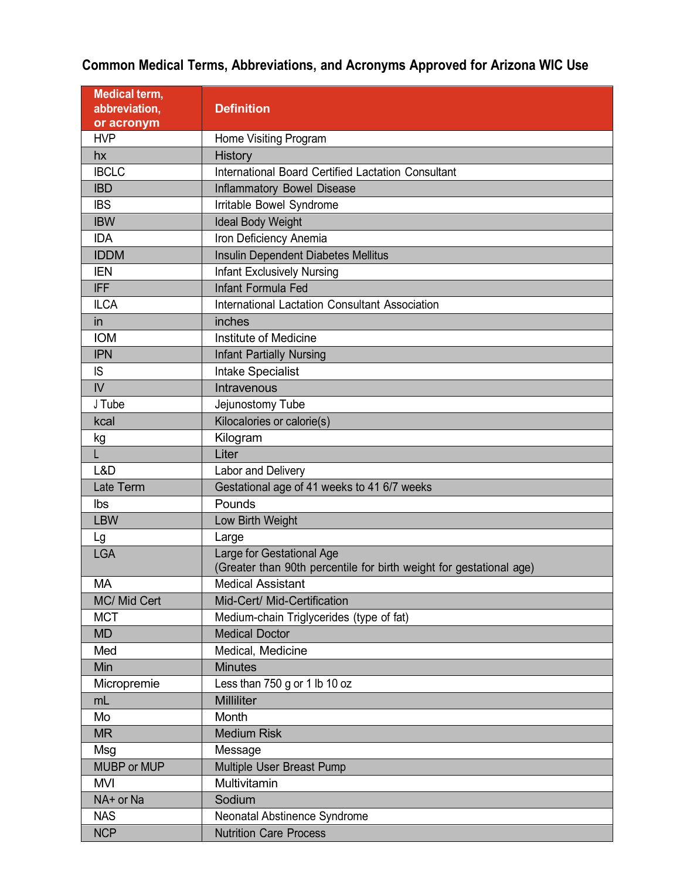# Common Medical Terms, Abbreviations, and Acronyms Approved for Arizona WIC Use

| Medical term, abbreviation, or acronym | Definition |
|---|---|
| HVP | Home Visiting Program |
| hx | History |
| IBCLC | International Board Certified Lactation Consultant |
| IBD | Inflammatory Bowel Disease |
| IBS | Irritable Bowel Syndrome |
| IBW | Ideal Body Weight |
| IDA | Iron Deficiency Anemia |
| IDDM | Insulin Dependent Diabetes Mellitus |
| IEN | Infant Exclusively Nursing |
| IFF | Infant Formula Fed |
| ILCA | International Lactation Consultant Association |
| in | inches |
| IOM | Institute of Medicine |
| IPN | Infant Partially Nursing |
| IS | Intake Specialist |
| IV | Intravenous |
| J Tube | Jejunostomy Tube |
| kcal | Kilocalories or calorie(s) |
| kg | Kilogram |
| L | Liter |
| L&D | Labor and Delivery |
| Late Term | Gestational age of 41 weeks to 41 6/7 weeks |
| lbs | Pounds |
| LBW | Low Birth Weight |
| Lg | Large |
| LGA | Large for Gestational Age (Greater than 90th percentile for birth weight for gestational age) |
| MA | Medical Assistant |
| MC/ Mid Cert | Mid-Cert/ Mid-Certification |
| MCT | Medium-chain Triglycerides (type of fat) |
| MD | Medical Doctor |
| Med | Medical, Medicine |
| Min | Minutes |
| Micropremie | Less than 750 g or 1 lb 10 oz |
| mL | Milliliter |
| Mo | Month |
| MR | Medium Risk |
| Msg | Message |
| MUBP or MUP | Multiple User Breast Pump |
| MVI | Multivitamin |
| NA+ or Na | Sodium |
| NAS | Neonatal Abstinence Syndrome |
| NCP | Nutrition Care Process |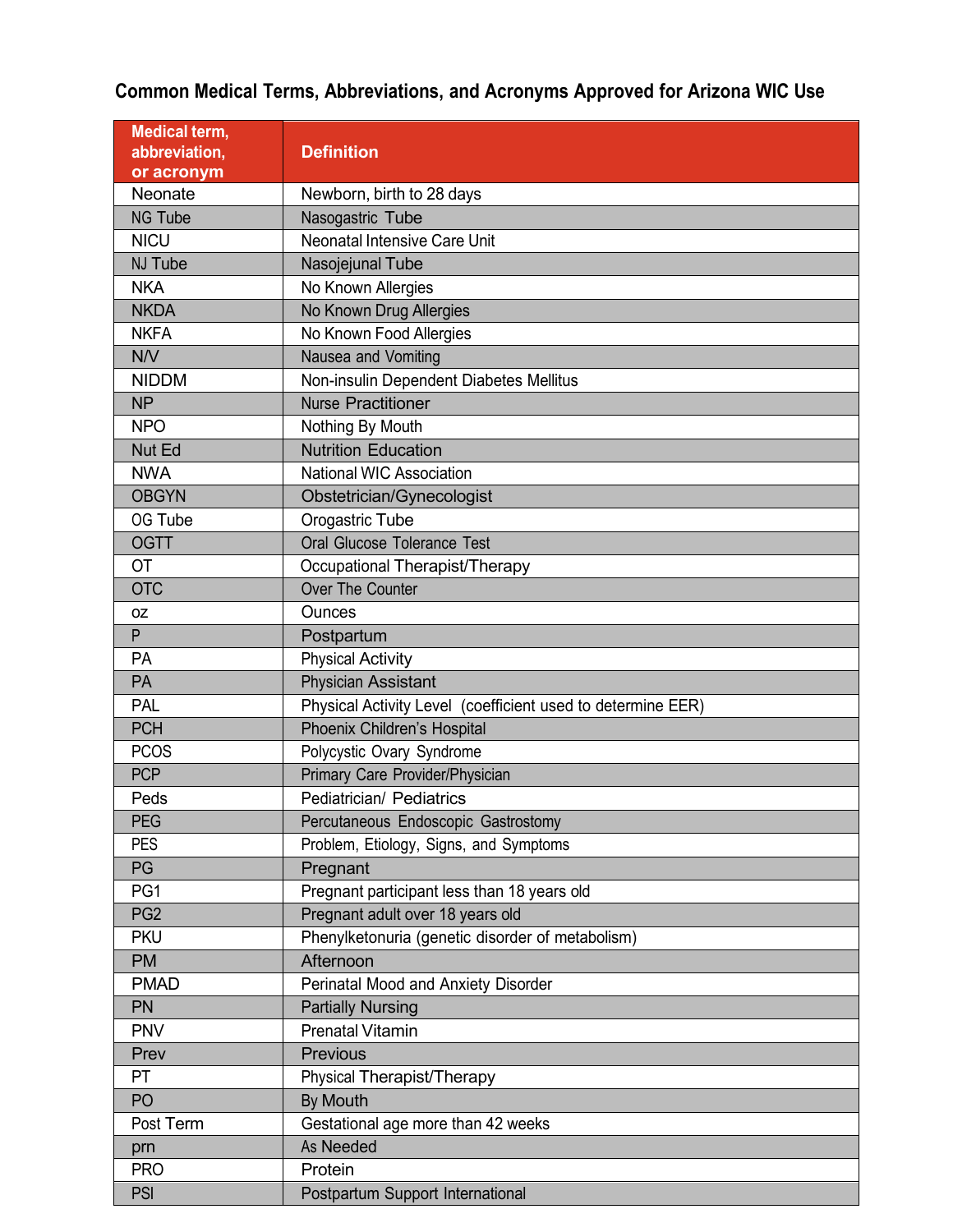## Common Medical Terms, Abbreviations, and Acronyms Approved for Arizona WIC Use

| Medical term, abbreviation, or acronym | Definition |
|---|---|
| Neonate | Newborn, birth to 28 days |
| NG Tube | Nasogastric Tube |
| NICU | Neonatal Intensive Care Unit |
| NJ Tube | Nasojejunal Tube |
| NKA | No Known Allergies |
| NKDA | No Known Drug Allergies |
| NKFA | No Known Food Allergies |
| N/V | Nausea and Vomiting |
| NIDDM | Non-insulin Dependent Diabetes Mellitus |
| NP | Nurse Practitioner |
| NPO | Nothing By Mouth |
| Nut Ed | Nutrition Education |
| NWA | National WIC Association |
| OBGYN | Obstetrician/Gynecologist |
| OG Tube | Orogastric Tube |
| OGTT | Oral Glucose Tolerance Test |
| OT | Occupational Therapist/Therapy |
| OTC | Over The Counter |
| oz | Ounces |
| P | Postpartum |
| PA | Physical Activity |
| PA | Physician Assistant |
| PAL | Physical Activity Level (coefficient used to determine EER) |
| PCH | Phoenix Children's Hospital |
| PCOS | Polycystic Ovary Syndrome |
| PCP | Primary Care Provider/Physician |
| Peds | Pediatrician/ Pediatrics |
| PEG | Percutaneous Endoscopic Gastrostomy |
| PES | Problem, Etiology, Signs, and Symptoms |
| PG | Pregnant |
| PG1 | Pregnant participant less than 18 years old |
| PG2 | Pregnant adult over 18 years old |
| PKU | Phenylketonuria (genetic disorder of metabolism) |
| PM | Afternoon |
| PMAD | Perinatal Mood and Anxiety Disorder |
| PN | Partially Nursing |
| PNV | Prenatal Vitamin |
| Prev | Previous |
| PT | Physical Therapist/Therapy |
| PO | By Mouth |
| Post Term | Gestational age more than 42 weeks |
| prn | As Needed |
| PRO | Protein |
| PSI | Postpartum Support International |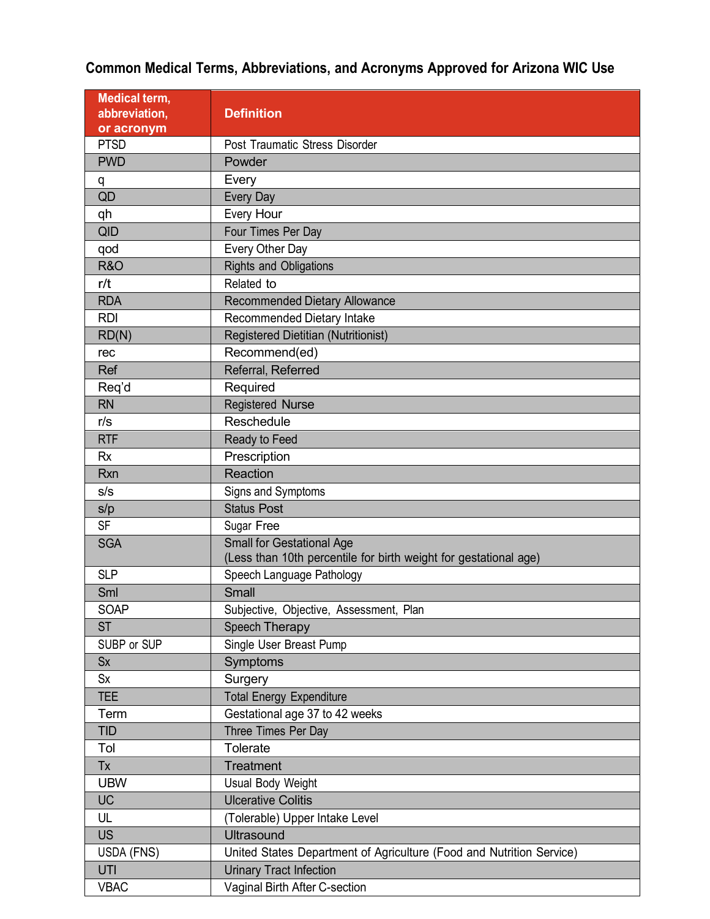## Common Medical Terms, Abbreviations, and Acronyms Approved for Arizona WIC Use

| Medical term, abbreviation, or acronym | Definition |
|---|---|
| PTSD | Post Traumatic Stress Disorder |
| PWD | Powder |
| q | Every |
| QD | Every Day |
| qh | Every Hour |
| QID | Four Times Per Day |
| qod | Every Other Day |
| R&O | Rights and Obligations |
| r/t | Related to |
| RDA | Recommended Dietary Allowance |
| RDI | Recommended Dietary Intake |
| RD(N) | Registered Dietitian (Nutritionist) |
| rec | Recommend(ed) |
| Ref | Referral, Referred |
| Req'd | Required |
| RN | Registered Nurse |
| r/s | Reschedule |
| RTF | Ready to Feed |
| Rx | Prescription |
| Rxn | Reaction |
| s/s | Signs and Symptoms |
| s/p | Status Post |
| SF | Sugar Free |
| SGA | Small for Gestational Age (Less than 10th percentile for birth weight for gestational age) |
| SLP | Speech Language Pathology |
| Sml | Small |
| SOAP | Subjective, Objective, Assessment, Plan |
| ST | Speech Therapy |
| SUBP or SUP | Single User Breast Pump |
| Sx | Symptoms |
| Sx | Surgery |
| TEE | Total Energy Expenditure |
| Term | Gestational age 37 to 42 weeks |
| TID | Three Times Per Day |
| Tol | Tolerate |
| Tx | Treatment |
| UBW | Usual Body Weight |
| UC | Ulcerative Colitis |
| UL | (Tolerable) Upper Intake Level |
| US | Ultrasound |
| USDA (FNS) | United States Department of Agriculture (Food and Nutrition Service) |
| UTI | Urinary Tract Infection |
| VBAC | Vaginal Birth After C-section |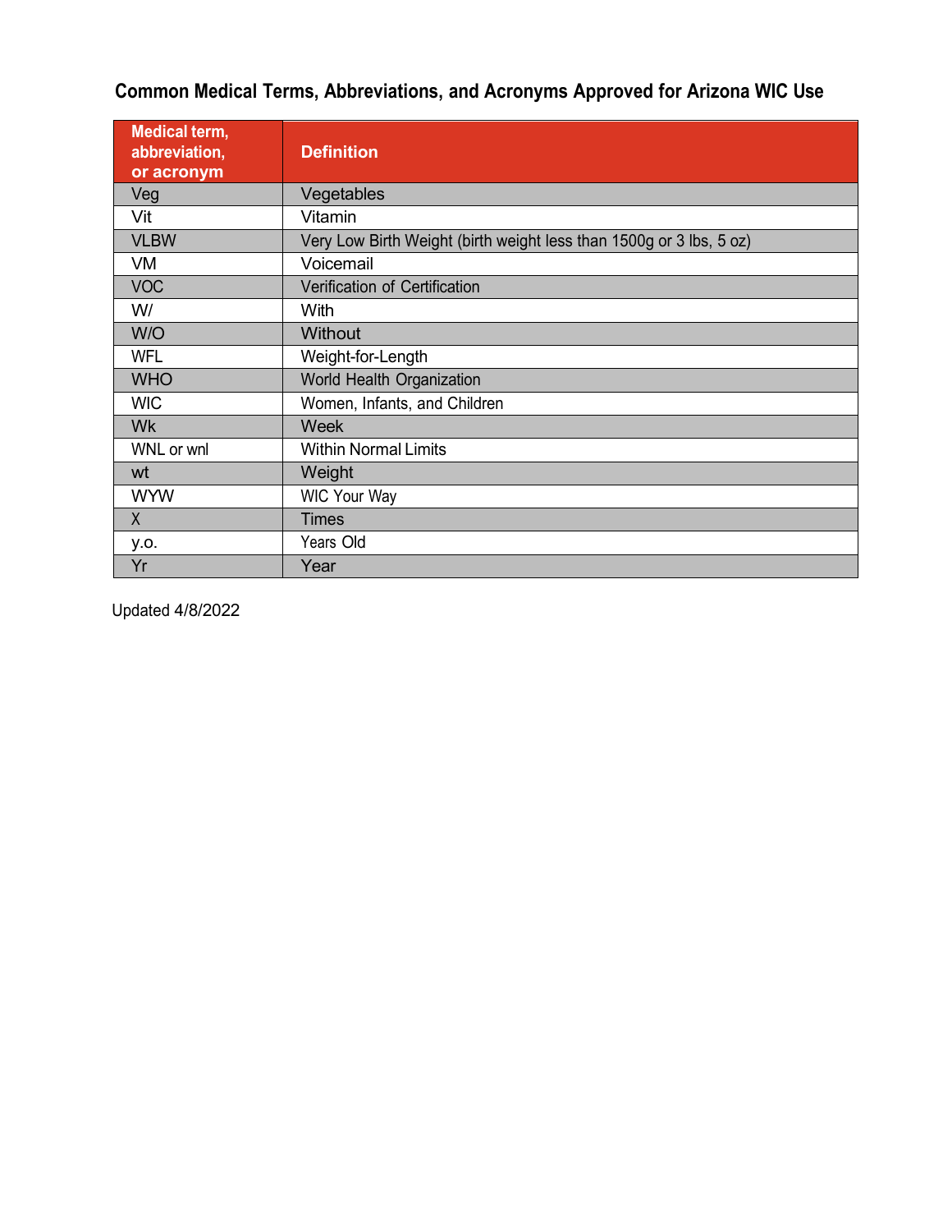## Common Medical Terms, Abbreviations, and Acronyms Approved for Arizona WIC Use

| Medical term, abbreviation, or acronym | Definition |
|---|---|
| Veg | Vegetables |
| Vit | Vitamin |
| VLBW | Very Low Birth Weight (birth weight less than 1500g or 3 lbs, 5 oz) |
| VM | Voicemail |
| VOC | Verification of Certification |
| W/ | With |
| W/O | Without |
| WFL | Weight-for-Length |
| WHO | World Health Organization |
| WIC | Women, Infants, and Children |
| Wk | Week |
| WNL or wnl | Within Normal Limits |
| wt | Weight |
| WYW | WIC Your Way |
| X | Times |
| y.o. | Years Old |
| Yr | Year |

Updated 4/8/2022